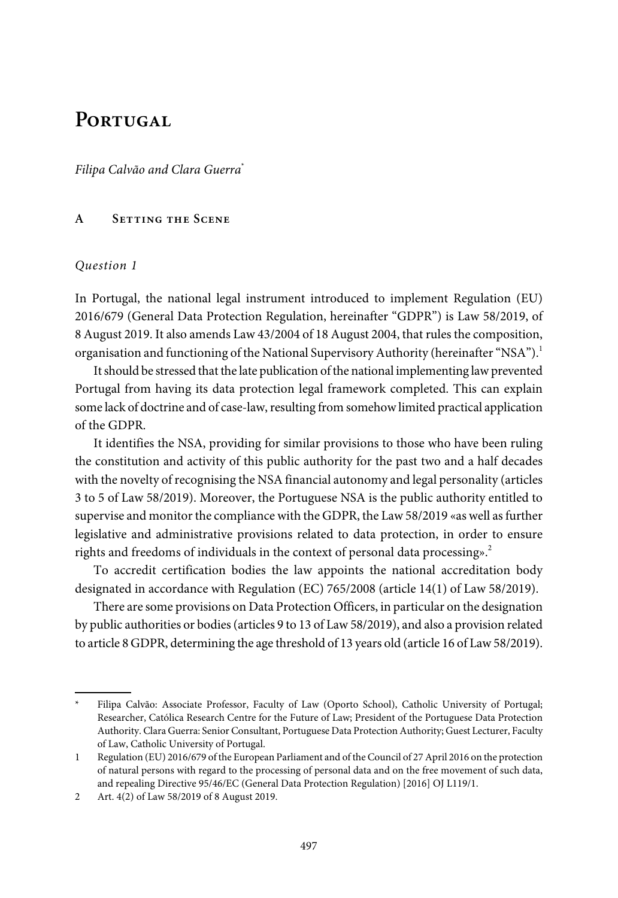# Portugal

*Filipa Calvão and Clara Guerra*[*]

## A Setting the Scene

### *Question 1*

In Portugal, the national legal instrument introduced to implement Regulation (EU) 2016/679 (General Data Protection Regulation, hereinafter "GDPR") is Law 58/2019, of 8 August 2019. It also amends Law 43/2004 of 18 August 2004, that rules the composition, organisation and functioning of the National Supervisory Authority (hereinafter "NSA").[1]

It should be stressed that the late publication of the national implementing law prevented Portugal from having its data protection legal framework completed. This can explain some lack of doctrine and of case-law, resulting from somehow limited practical application of the GDPR.

It identifies the NSA, providing for similar provisions to those who have been ruling the constitution and activity of this public authority for the past two and a half decades with the novelty of recognising the NSA financial autonomy and legal personality (articles 3 to 5 of Law 58/2019). Moreover, the Portuguese NSA is the public authority entitled to supervise and monitor the compliance with the GDPR, the Law 58/2019 «as well as further legislative and administrative provisions related to data protection, in order to ensure rights and freedoms of individuals in the context of personal data processing».[2]

To accredit certification bodies the law appoints the national accreditation body designated in accordance with Regulation (EC) 765/2008 (article 14(1) of Law 58/2019).

There are some provisions on Data Protection Officers, in particular on the designation by public authorities or bodies (articles 9 to 13 of Law 58/2019), and also a provision related to article 8 GDPR, determining the age threshold of 13 years old (article 16 of Law 58/2019).

---

\* Filipa Calvão: Associate Professor, Faculty of Law (Oporto School), Catholic University of Portugal; Researcher, Católica Research Centre for the Future of Law; President of the Portuguese Data Protection Authority. Clara Guerra: Senior Consultant, Portuguese Data Protection Authority; Guest Lecturer, Faculty of Law, Catholic University of Portugal.

1 Regulation (EU) 2016/679 of the European Parliament and of the Council of 27 April 2016 on the protection of natural persons with regard to the processing of personal data and on the free movement of such data, and repealing Directive 95/46/EC (General Data Protection Regulation) [2016] OJ L119/1.

2 Art. 4(2) of Law 58/2019 of 8 August 2019.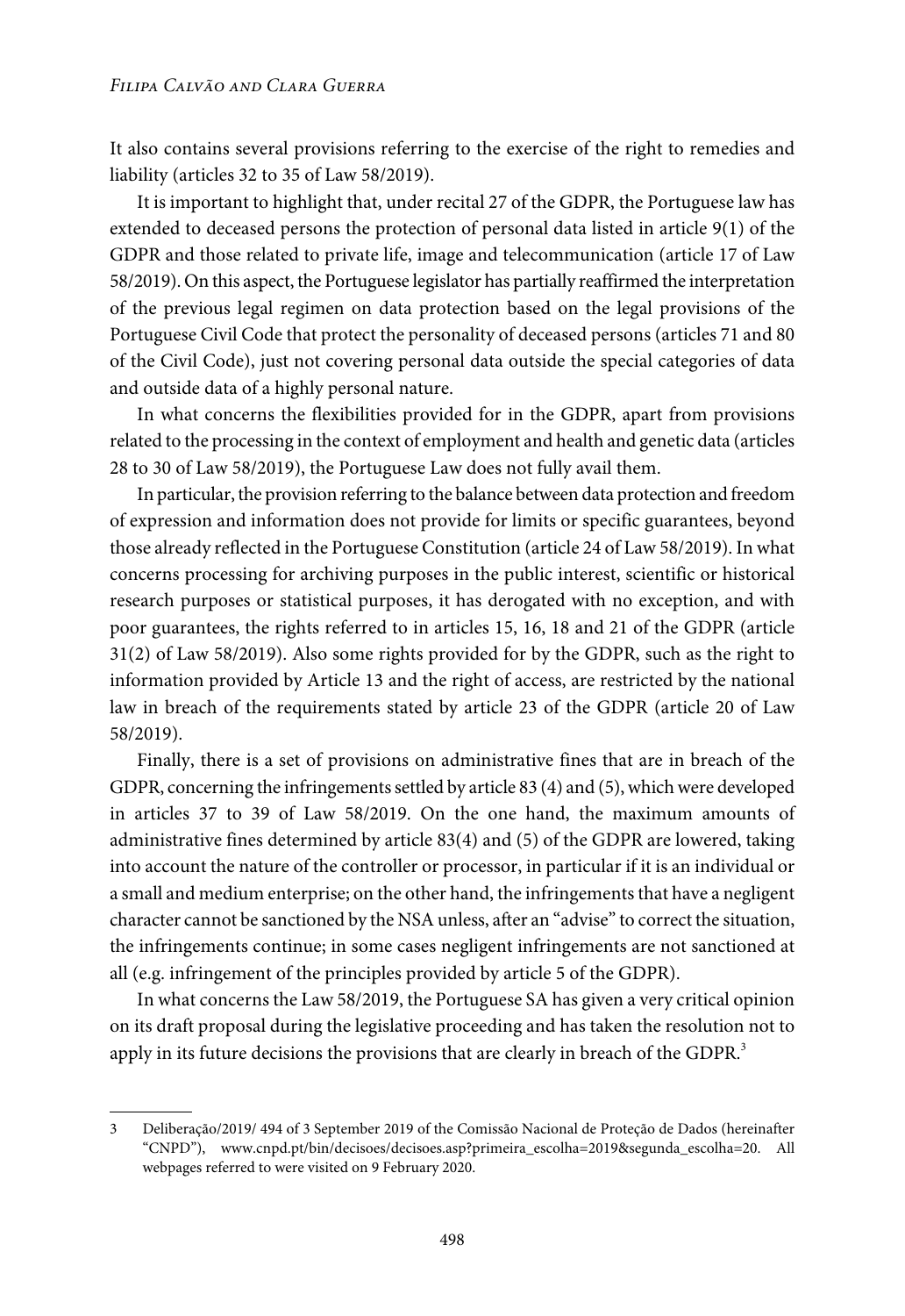It also contains several provisions referring to the exercise of the right to remedies and liability (articles 32 to 35 of Law 58/2019).

It is important to highlight that, under recital 27 of the GDPR, the Portuguese law has extended to deceased persons the protection of personal data listed in article 9(1) of the GDPR and those related to private life, image and telecommunication (article 17 of Law 58/2019). On this aspect, the Portuguese legislator has partially reaffirmed the interpretation of the previous legal regimen on data protection based on the legal provisions of the Portuguese Civil Code that protect the personality of deceased persons (articles 71 and 80 of the Civil Code), just not covering personal data outside the special categories of data and outside data of a highly personal nature.

In what concerns the flexibilities provided for in the GDPR, apart from provisions related to the processing in the context of employment and health and genetic data (articles 28 to 30 of Law 58/2019), the Portuguese Law does not fully avail them.

In particular, the provision referring to the balance between data protection and freedom of expression and information does not provide for limits or specific guarantees, beyond those already reflected in the Portuguese Constitution (article 24 of Law 58/2019). In what concerns processing for archiving purposes in the public interest, scientific or historical research purposes or statistical purposes, it has derogated with no exception, and with poor guarantees, the rights referred to in articles 15, 16, 18 and 21 of the GDPR (article 31(2) of Law 58/2019). Also some rights provided for by the GDPR, such as the right to information provided by Article 13 and the right of access, are restricted by the national law in breach of the requirements stated by article 23 of the GDPR (article 20 of Law 58/2019).

Finally, there is a set of provisions on administrative fines that are in breach of the GDPR, concerning the infringements settled by article 83 (4) and (5), which were developed in articles 37 to 39 of Law 58/2019. On the one hand, the maximum amounts of administrative fines determined by article 83(4) and (5) of the GDPR are lowered, taking into account the nature of the controller or processor, in particular if it is an individual or a small and medium enterprise; on the other hand, the infringements that have a negligent character cannot be sanctioned by the NSA unless, after an "advise" to correct the situation, the infringements continue; in some cases negligent infringements are not sanctioned at all (e.g. infringement of the principles provided by article 5 of the GDPR).

In what concerns the Law 58/2019, the Portuguese SA has given a very critical opinion on its draft proposal during the legislative proceeding and has taken the resolution not to apply in its future decisions the provisions that are clearly in breach of the GDPR.[3]

---

3 Deliberação/2019/ 494 of 3 September 2019 of the Comissão Nacional de Proteção de Dados (hereinafter "CNPD"), www.cnpd.pt/bin/decisoes/decisoes.asp?primeira_escolha=2019&segunda_escolha=20. All webpages referred to were visited on 9 February 2020.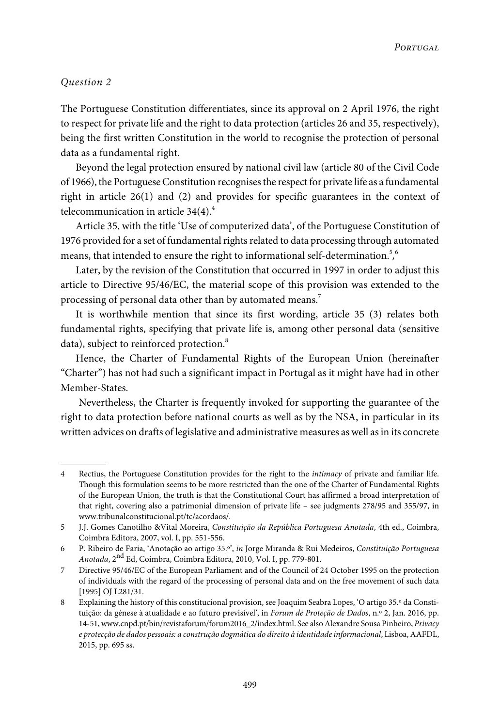*Question 2*

The Portuguese Constitution differentiates, since its approval on 2 April 1976, the right to respect for private life and the right to data protection (articles 26 and 35, respectively), being the first written Constitution in the world to recognise the protection of personal data as a fundamental right.

Beyond the legal protection ensured by national civil law (article 80 of the Civil Code of 1966), the Portuguese Constitution recognises the respect for private life as a fundamental right in article 26(1) and (2) and provides for specific guarantees in the context of telecommunication in article 34(4).[4]

Article 35, with the title 'Use of computerized data', of the Portuguese Constitution of 1976 provided for a set of fundamental rights related to data processing through automated means, that intended to ensure the right to informational self-determination.[5],[6]

Later, by the revision of the Constitution that occurred in 1997 in order to adjust this article to Directive 95/46/EC, the material scope of this provision was extended to the processing of personal data other than by automated means.[7]

It is worthwhile mention that since its first wording, article 35 (3) relates both fundamental rights, specifying that private life is, among other personal data (sensitive data), subject to reinforced protection.[8]

Hence, the Charter of Fundamental Rights of the European Union (hereinafter "Charter") has not had such a significant impact in Portugal as it might have had in other Member-States.

Nevertheless, the Charter is frequently invoked for supporting the guarantee of the right to data protection before national courts as well as by the NSA, in particular in its written advices on drafts of legislative and administrative measures as well as in its concrete

---

4 Rectius, the Portuguese Constitution provides for the right to the *intimacy* of private and familiar life. Though this formulation seems to be more restricted than the one of the Charter of Fundamental Rights of the European Union, the truth is that the Constitutional Court has affirmed a broad interpretation of that right, covering also a patrimonial dimension of private life – see judgments 278/95 and 355/97, in www.tribunalconstitucional.pt/tc/acordaos/.

5 J.J. Gomes Canotilho &Vital Moreira, *Constituição da República Portuguesa Anotada*, 4th ed., Coimbra, Coimbra Editora, 2007, vol. I, pp. 551-556.

6 P. Ribeiro de Faria, 'Anotação ao artigo 35.º', *in* Jorge Miranda & Rui Medeiros, *Constituição Portuguesa Anotada*, 2nd Ed, Coimbra, Coimbra Editora, 2010, Vol. I, pp. 779-801.

7 Directive 95/46/EC of the European Parliament and of the Council of 24 October 1995 on the protection of individuals with the regard of the processing of personal data and on the free movement of such data [1995] OJ L281/31.

8 Explaining the history of this constitucional provision, see Joaquim Seabra Lopes, 'O artigo 35.º da Constituição: da génese à atualidade e ao futuro previsível', in *Forum de Proteção de Dados*, n.º 2, Jan. 2016, pp. 14-51, www.cnpd.pt/bin/revistaforum/forum2016_2/index.html. See also Alexandre Sousa Pinheiro, *Privacy e protecção de dados pessoais: a construção dogmática do direito à identidade informacional*, Lisboa, AAFDL, 2015, pp. 695 ss.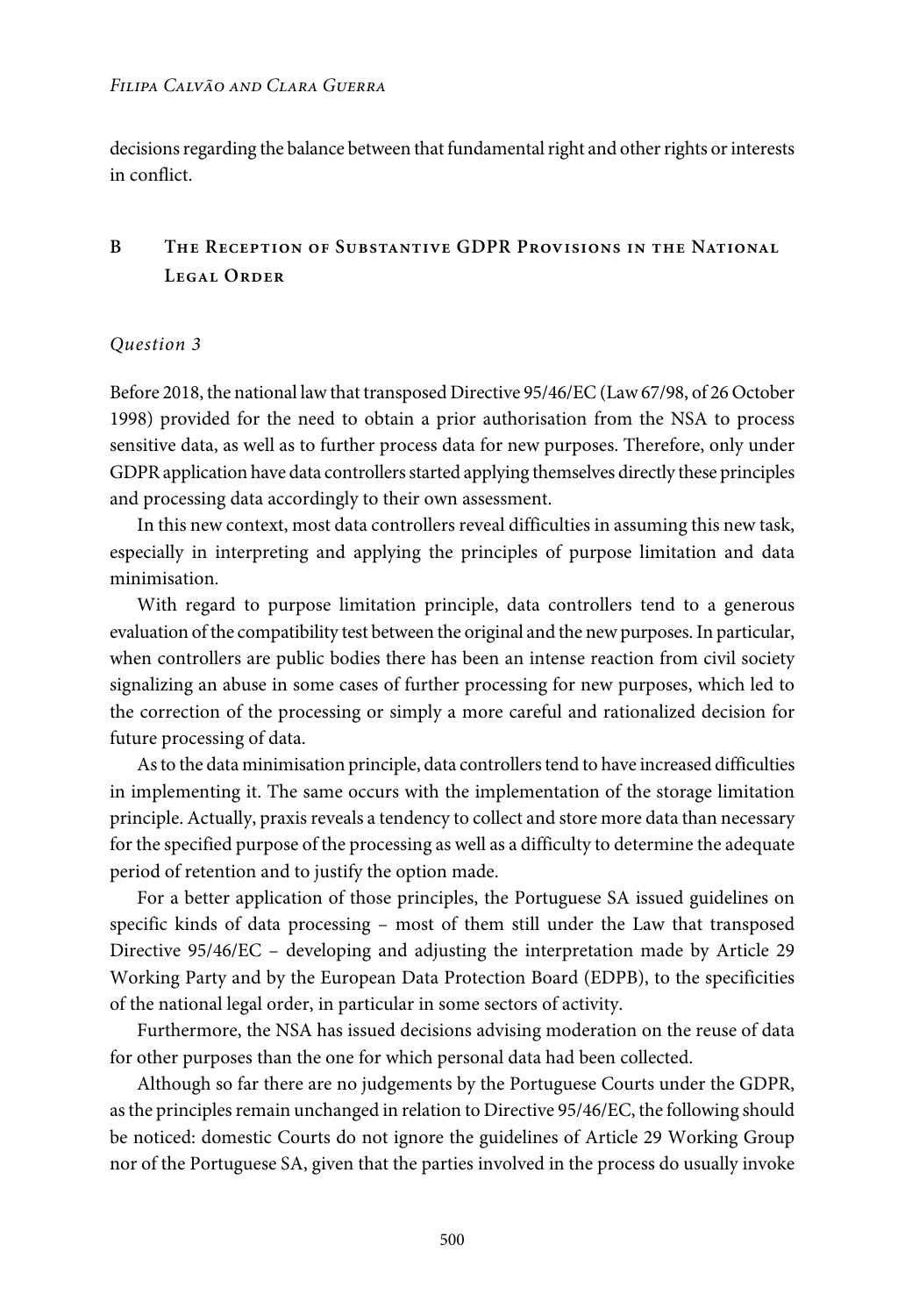decisions regarding the balance between that fundamental right and other rights or interests in conflict.

## B The Reception of Substantive GDPR Provisions in the National Legal Order

### *Question 3*

Before 2018, the national law that transposed Directive 95/46/EC (Law 67/98, of 26 October 1998) provided for the need to obtain a prior authorisation from the NSA to process sensitive data, as well as to further process data for new purposes. Therefore, only under GDPR application have data controllers started applying themselves directly these principles and processing data accordingly to their own assessment.

In this new context, most data controllers reveal difficulties in assuming this new task, especially in interpreting and applying the principles of purpose limitation and data minimisation.

With regard to purpose limitation principle, data controllers tend to a generous evaluation of the compatibility test between the original and the new purposes. In particular, when controllers are public bodies there has been an intense reaction from civil society signalizing an abuse in some cases of further processing for new purposes, which led to the correction of the processing or simply a more careful and rationalized decision for future processing of data.

As to the data minimisation principle, data controllers tend to have increased difficulties in implementing it. The same occurs with the implementation of the storage limitation principle. Actually, praxis reveals a tendency to collect and store more data than necessary for the specified purpose of the processing as well as a difficulty to determine the adequate period of retention and to justify the option made.

For a better application of those principles, the Portuguese SA issued guidelines on specific kinds of data processing – most of them still under the Law that transposed Directive 95/46/EC – developing and adjusting the interpretation made by Article 29 Working Party and by the European Data Protection Board (EDPB), to the specificities of the national legal order, in particular in some sectors of activity.

Furthermore, the NSA has issued decisions advising moderation on the reuse of data for other purposes than the one for which personal data had been collected.

Although so far there are no judgements by the Portuguese Courts under the GDPR, as the principles remain unchanged in relation to Directive 95/46/EC, the following should be noticed: domestic Courts do not ignore the guidelines of Article 29 Working Group nor of the Portuguese SA, given that the parties involved in the process do usually invoke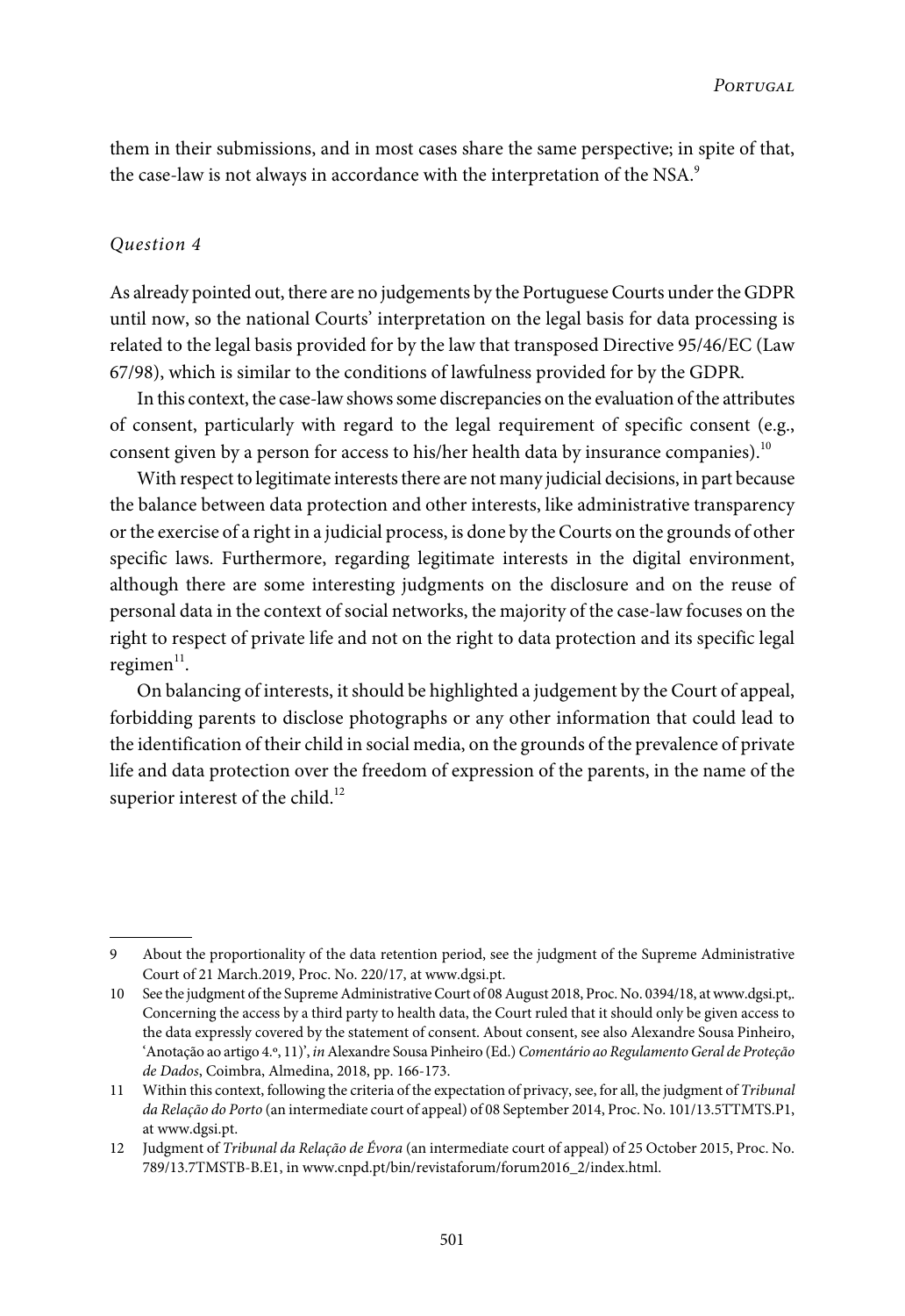them in their submissions, and in most cases share the same perspective; in spite of that, the case-law is not always in accordance with the interpretation of the NSA.[9]

*Question 4*

As already pointed out, there are no judgements by the Portuguese Courts under the GDPR until now, so the national Courts' interpretation on the legal basis for data processing is related to the legal basis provided for by the law that transposed Directive 95/46/EC (Law 67/98), which is similar to the conditions of lawfulness provided for by the GDPR.

In this context, the case-law shows some discrepancies on the evaluation of the attributes of consent, particularly with regard to the legal requirement of specific consent (e.g., consent given by a person for access to his/her health data by insurance companies).[10]

With respect to legitimate interests there are not many judicial decisions, in part because the balance between data protection and other interests, like administrative transparency or the exercise of a right in a judicial process, is done by the Courts on the grounds of other specific laws. Furthermore, regarding legitimate interests in the digital environment, although there are some interesting judgments on the disclosure and on the reuse of personal data in the context of social networks, the majority of the case-law focuses on the right to respect of private life and not on the right to data protection and its specific legal regimen[11].

On balancing of interests, it should be highlighted a judgement by the Court of appeal, forbidding parents to disclose photographs or any other information that could lead to the identification of their child in social media, on the grounds of the prevalence of private life and data protection over the freedom of expression of the parents, in the name of the superior interest of the child.[12]

---

9 About the proportionality of the data retention period, see the judgment of the Supreme Administrative Court of 21 March.2019, Proc. No. 220/17, at www.dgsi.pt.

10 See the judgment of the Supreme Administrative Court of 08 August 2018, Proc. No. 0394/18, at www.dgsi.pt,. Concerning the access by a third party to health data, the Court ruled that it should only be given access to the data expressly covered by the statement of consent. About consent, see also Alexandre Sousa Pinheiro, 'Anotação ao artigo 4.º, 11)', *in* Alexandre Sousa Pinheiro (Ed.) *Comentário ao Regulamento Geral de Proteção de Dados*, Coimbra, Almedina, 2018, pp. 166-173.

11 Within this context, following the criteria of the expectation of privacy, see, for all, the judgment of *Tribunal da Relação do Porto* (an intermediate court of appeal) of 08 September 2014, Proc. No. 101/13.5TTMTS.P1, at www.dgsi.pt.

12 Judgment of *Tribunal da Relação de Évora* (an intermediate court of appeal) of 25 October 2015, Proc. No. 789/13.7TMSTB-B.E1, in www.cnpd.pt/bin/revistaforum/forum2016_2/index.html.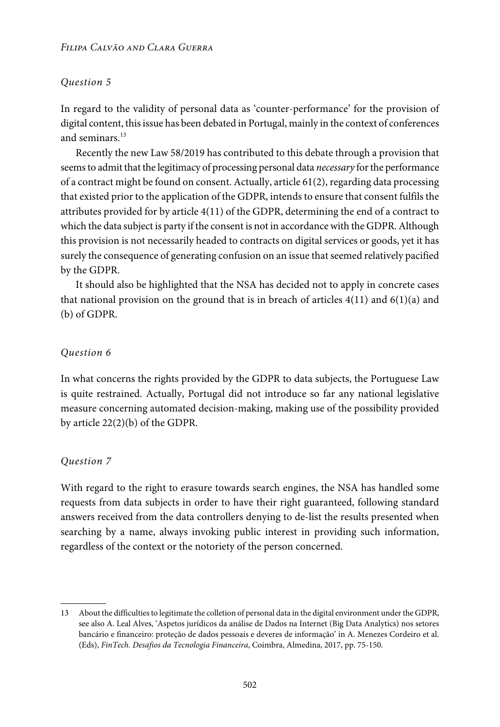*Question 5*

In regard to the validity of personal data as 'counter-performance' for the provision of digital content, this issue has been debated in Portugal, mainly in the context of conferences and seminars.[13]

Recently the new Law 58/2019 has contributed to this debate through a provision that seems to admit that the legitimacy of processing personal data *necessary* for the performance of a contract might be found on consent. Actually, article 61(2), regarding data processing that existed prior to the application of the GDPR, intends to ensure that consent fulfils the attributes provided for by article 4(11) of the GDPR, determining the end of a contract to which the data subject is party if the consent is not in accordance with the GDPR. Although this provision is not necessarily headed to contracts on digital services or goods, yet it has surely the consequence of generating confusion on an issue that seemed relatively pacified by the GDPR.

It should also be highlighted that the NSA has decided not to apply in concrete cases that national provision on the ground that is in breach of articles 4(11) and 6(1)(a) and (b) of GDPR.

*Question 6*

In what concerns the rights provided by the GDPR to data subjects, the Portuguese Law is quite restrained. Actually, Portugal did not introduce so far any national legislative measure concerning automated decision-making, making use of the possibility provided by article 22(2)(b) of the GDPR.

*Question 7*

With regard to the right to erasure towards search engines, the NSA has handled some requests from data subjects in order to have their right guaranteed, following standard answers received from the data controllers denying to de-list the results presented when searching by a name, always invoking public interest in providing such information, regardless of the context or the notoriety of the person concerned.

---

13 About the difficulties to legitimate the colletion of personal data in the digital environment under the GDPR, see also A. Leal Alves, 'Aspetos jurídicos da análise de Dados na Internet (Big Data Analytics) nos setores bancário e financeiro: proteção de dados pessoais e deveres de informação' in A. Menezes Cordeiro et al. (Eds), *FinTech. Desafios da Tecnologia Financeira*, Coimbra, Almedina, 2017, pp. 75-150.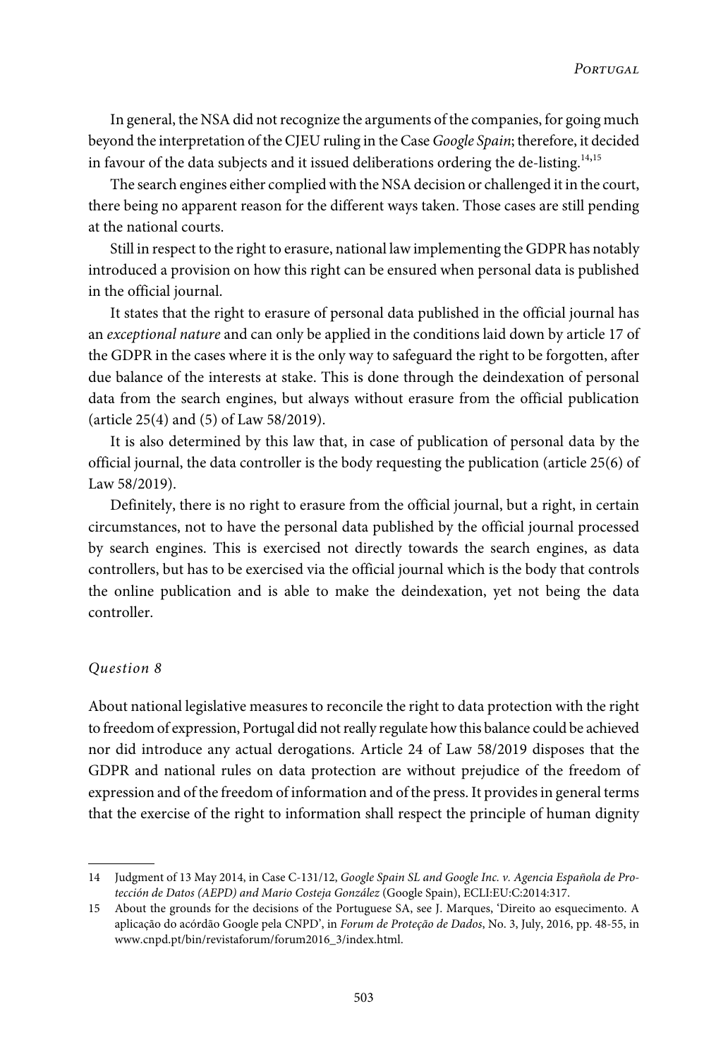In general, the NSA did not recognize the arguments of the companies, for going much beyond the interpretation of the CJEU ruling in the Case *Google Spain*; therefore, it decided in favour of the data subjects and it issued deliberations ordering the de-listing.[14,15]

The search engines either complied with the NSA decision or challenged it in the court, there being no apparent reason for the different ways taken. Those cases are still pending at the national courts.

Still in respect to the right to erasure, national law implementing the GDPR has notably introduced a provision on how this right can be ensured when personal data is published in the official journal.

It states that the right to erasure of personal data published in the official journal has an *exceptional nature* and can only be applied in the conditions laid down by article 17 of the GDPR in the cases where it is the only way to safeguard the right to be forgotten, after due balance of the interests at stake. This is done through the deindexation of personal data from the search engines, but always without erasure from the official publication (article 25(4) and (5) of Law 58/2019).

It is also determined by this law that, in case of publication of personal data by the official journal, the data controller is the body requesting the publication (article 25(6) of Law 58/2019).

Definitely, there is no right to erasure from the official journal, but a right, in certain circumstances, not to have the personal data published by the official journal processed by search engines. This is exercised not directly towards the search engines, as data controllers, but has to be exercised via the official journal which is the body that controls the online publication and is able to make the deindexation, yet not being the data controller.

### *Question 8*

About national legislative measures to reconcile the right to data protection with the right to freedom of expression, Portugal did not really regulate how this balance could be achieved nor did introduce any actual derogations. Article 24 of Law 58/2019 disposes that the GDPR and national rules on data protection are without prejudice of the freedom of expression and of the freedom of information and of the press. It provides in general terms that the exercise of the right to information shall respect the principle of human dignity

---

14 Judgment of 13 May 2014, in Case C-131/12, *Google Spain SL and Google Inc. v. Agencia Española de Protección de Datos (AEPD) and Mario Costeja González* (Google Spain), ECLI:EU:C:2014:317.

15 About the grounds for the decisions of the Portuguese SA, see J. Marques, 'Direito ao esquecimento. A aplicação do acórdão Google pela CNPD', in *Forum de Proteção de Dados*, No. 3, July, 2016, pp. 48-55, in www.cnpd.pt/bin/revistaforum/forum2016_3/index.html.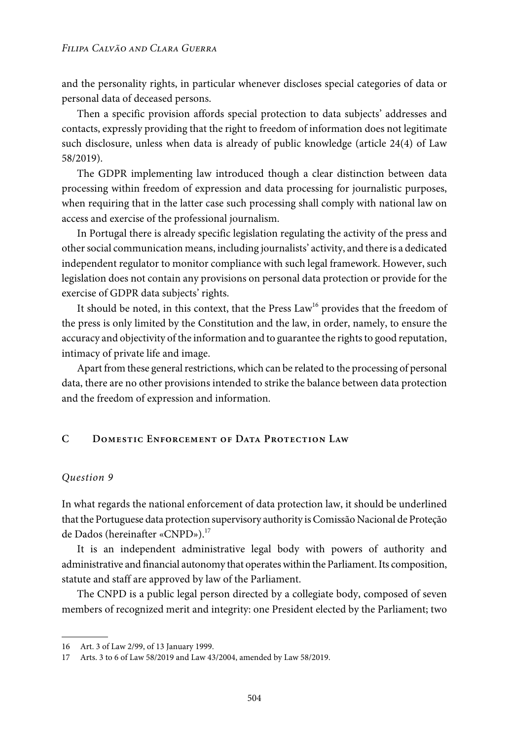and the personality rights, in particular whenever discloses special categories of data or personal data of deceased persons.

Then a specific provision affords special protection to data subjects' addresses and contacts, expressly providing that the right to freedom of information does not legitimate such disclosure, unless when data is already of public knowledge (article 24(4) of Law 58/2019).

The GDPR implementing law introduced though a clear distinction between data processing within freedom of expression and data processing for journalistic purposes, when requiring that in the latter case such processing shall comply with national law on access and exercise of the professional journalism.

In Portugal there is already specific legislation regulating the activity of the press and other social communication means, including journalists' activity, and there is a dedicated independent regulator to monitor compliance with such legal framework. However, such legislation does not contain any provisions on personal data protection or provide for the exercise of GDPR data subjects' rights.

It should be noted, in this context, that the Press Law[16] provides that the freedom of the press is only limited by the Constitution and the law, in order, namely, to ensure the accuracy and objectivity of the information and to guarantee the rights to good reputation, intimacy of private life and image.

Apart from these general restrictions, which can be related to the processing of personal data, there are no other provisions intended to strike the balance between data protection and the freedom of expression and information.

## C Domestic Enforcement of Data Protection Law

### *Question 9*

In what regards the national enforcement of data protection law, it should be underlined that the Portuguese data protection supervisory authority is Comissão Nacional de Proteção de Dados (hereinafter «CNPD»).[17]

It is an independent administrative legal body with powers of authority and administrative and financial autonomy that operates within the Parliament. Its composition, statute and staff are approved by law of the Parliament.

The CNPD is a public legal person directed by a collegiate body, composed of seven members of recognized merit and integrity: one President elected by the Parliament; two

---

16 Art. 3 of Law 2/99, of 13 January 1999.

17 Arts. 3 to 6 of Law 58/2019 and Law 43/2004, amended by Law 58/2019.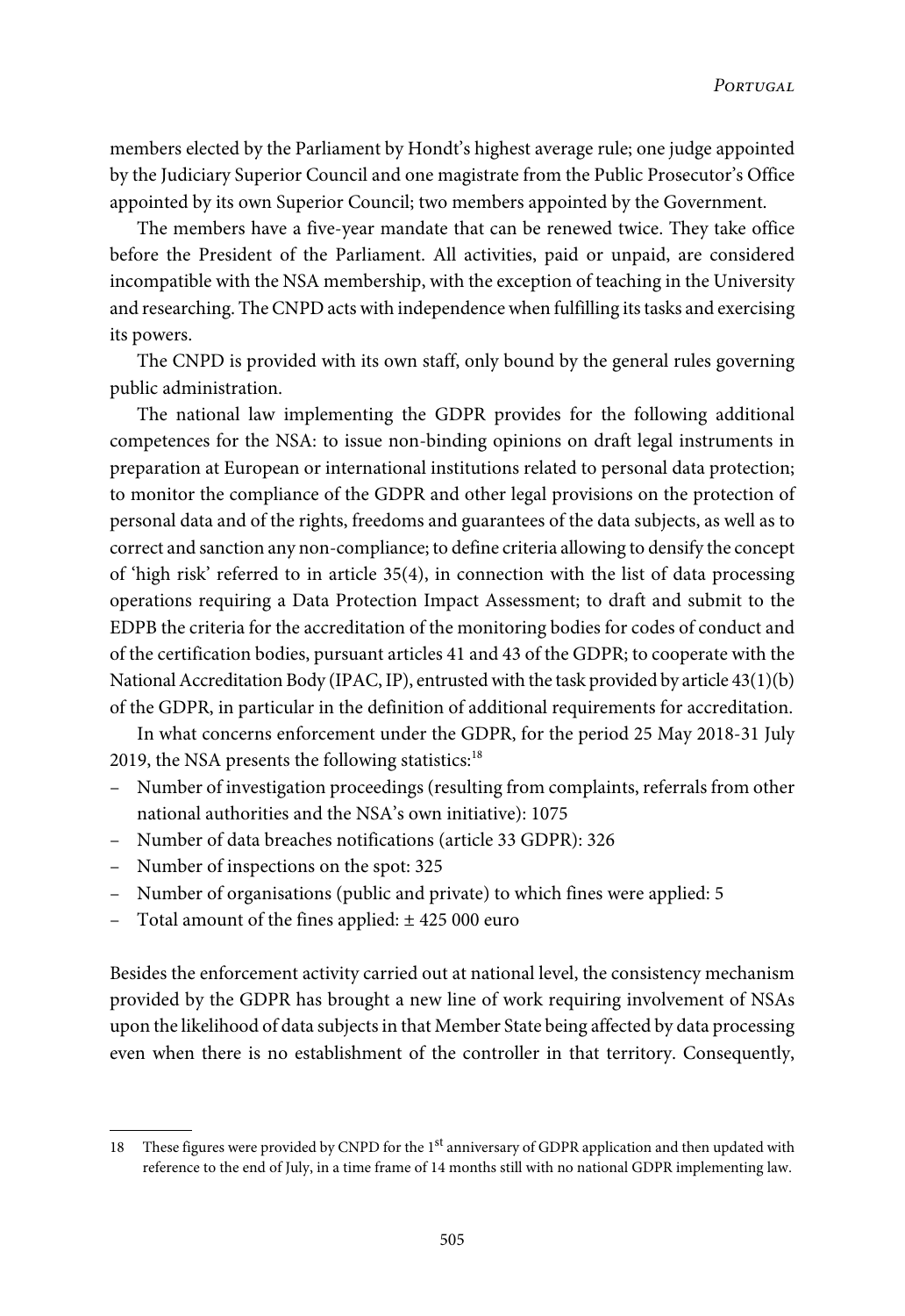members elected by the Parliament by Hondt's highest average rule; one judge appointed by the Judiciary Superior Council and one magistrate from the Public Prosecutor's Office appointed by its own Superior Council; two members appointed by the Government.

The members have a five-year mandate that can be renewed twice. They take office before the President of the Parliament. All activities, paid or unpaid, are considered incompatible with the NSA membership, with the exception of teaching in the University and researching. The CNPD acts with independence when fulfilling its tasks and exercising its powers.

The CNPD is provided with its own staff, only bound by the general rules governing public administration.

The national law implementing the GDPR provides for the following additional competences for the NSA: to issue non-binding opinions on draft legal instruments in preparation at European or international institutions related to personal data protection; to monitor the compliance of the GDPR and other legal provisions on the protection of personal data and of the rights, freedoms and guarantees of the data subjects, as well as to correct and sanction any non-compliance; to define criteria allowing to densify the concept of 'high risk' referred to in article 35(4), in connection with the list of data processing operations requiring a Data Protection Impact Assessment; to draft and submit to the EDPB the criteria for the accreditation of the monitoring bodies for codes of conduct and of the certification bodies, pursuant articles 41 and 43 of the GDPR; to cooperate with the National Accreditation Body (IPAC, IP), entrusted with the task provided by article 43(1)(b) of the GDPR, in particular in the definition of additional requirements for accreditation.

In what concerns enforcement under the GDPR, for the period 25 May 2018-31 July 2019, the NSA presents the following statistics:[18]

- Number of investigation proceedings (resulting from complaints, referrals from other national authorities and the NSA's own initiative): 1075
- Number of data breaches notifications (article 33 GDPR): 326
- Number of inspections on the spot: 325
- Number of organisations (public and private) to which fines were applied: 5
- Total amount of the fines applied: ± 425 000 euro

Besides the enforcement activity carried out at national level, the consistency mechanism provided by the GDPR has brought a new line of work requiring involvement of NSAs upon the likelihood of data subjects in that Member State being affected by data processing even when there is no establishment of the controller in that territory. Consequently,

---

18 These figures were provided by CNPD for the 1st anniversary of GDPR application and then updated with reference to the end of July, in a time frame of 14 months still with no national GDPR implementing law.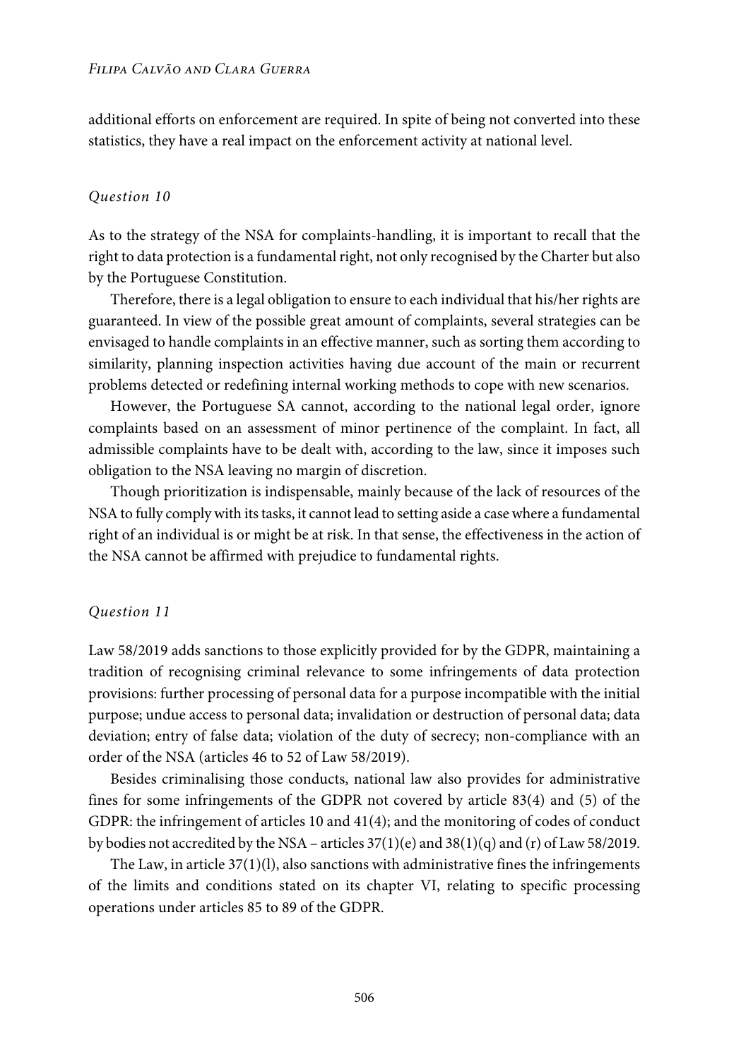additional efforts on enforcement are required. In spite of being not converted into these statistics, they have a real impact on the enforcement activity at national level.

### *Question 10*

As to the strategy of the NSA for complaints-handling, it is important to recall that the right to data protection is a fundamental right, not only recognised by the Charter but also by the Portuguese Constitution.

Therefore, there is a legal obligation to ensure to each individual that his/her rights are guaranteed. In view of the possible great amount of complaints, several strategies can be envisaged to handle complaints in an effective manner, such as sorting them according to similarity, planning inspection activities having due account of the main or recurrent problems detected or redefining internal working methods to cope with new scenarios.

However, the Portuguese SA cannot, according to the national legal order, ignore complaints based on an assessment of minor pertinence of the complaint. In fact, all admissible complaints have to be dealt with, according to the law, since it imposes such obligation to the NSA leaving no margin of discretion.

Though prioritization is indispensable, mainly because of the lack of resources of the NSA to fully comply with its tasks, it cannot lead to setting aside a case where a fundamental right of an individual is or might be at risk. In that sense, the effectiveness in the action of the NSA cannot be affirmed with prejudice to fundamental rights.

### *Question 11*

Law 58/2019 adds sanctions to those explicitly provided for by the GDPR, maintaining a tradition of recognising criminal relevance to some infringements of data protection provisions: further processing of personal data for a purpose incompatible with the initial purpose; undue access to personal data; invalidation or destruction of personal data; data deviation; entry of false data; violation of the duty of secrecy; non-compliance with an order of the NSA (articles 46 to 52 of Law 58/2019).

Besides criminalising those conducts, national law also provides for administrative fines for some infringements of the GDPR not covered by article 83(4) and (5) of the GDPR: the infringement of articles 10 and 41(4); and the monitoring of codes of conduct by bodies not accredited by the NSA – articles 37(1)(e) and 38(1)(q) and (r) of Law 58/2019.

The Law, in article 37(1)(l), also sanctions with administrative fines the infringements of the limits and conditions stated on its chapter VI, relating to specific processing operations under articles 85 to 89 of the GDPR.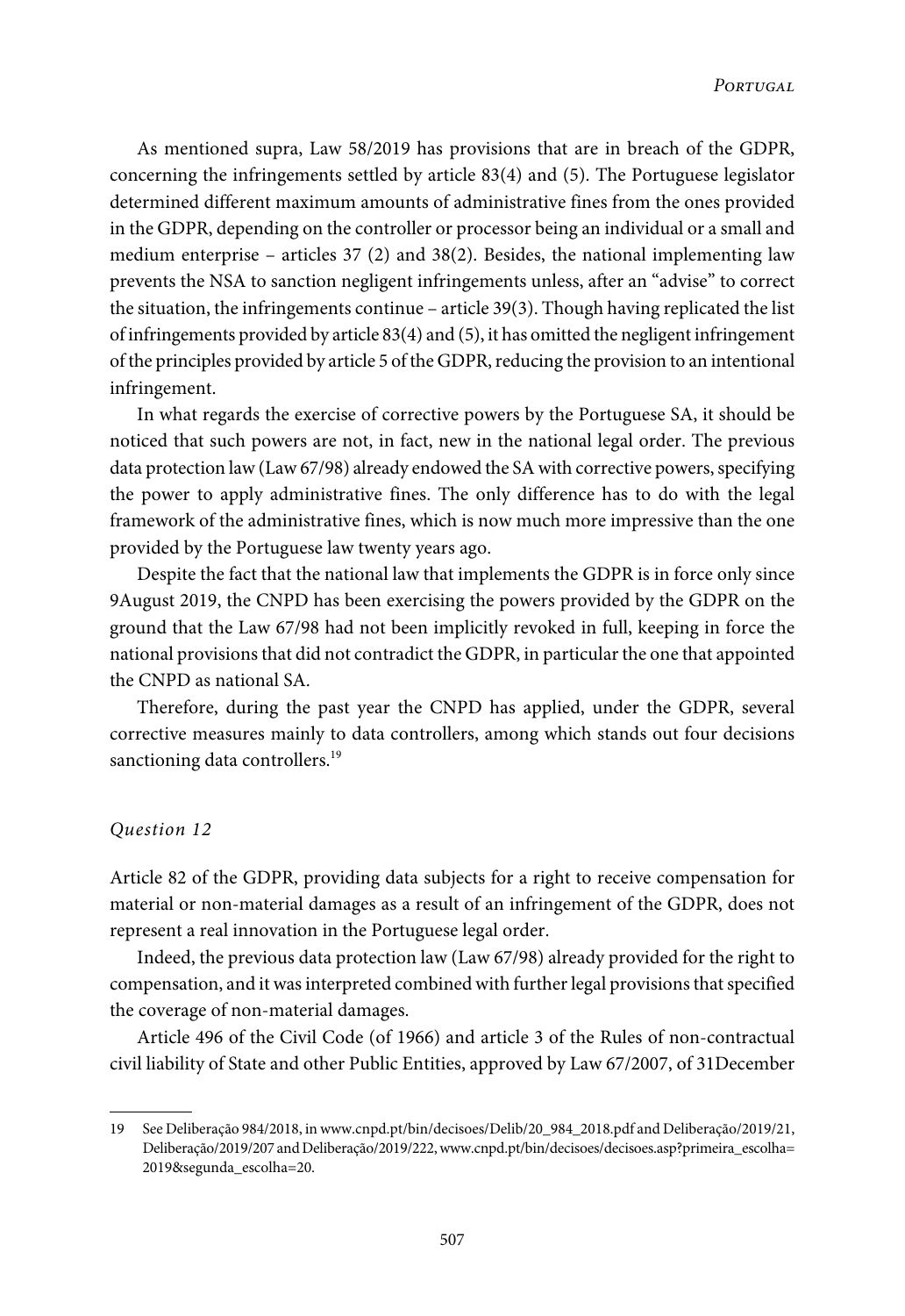As mentioned supra, Law 58/2019 has provisions that are in breach of the GDPR, concerning the infringements settled by article 83(4) and (5). The Portuguese legislator determined different maximum amounts of administrative fines from the ones provided in the GDPR, depending on the controller or processor being an individual or a small and medium enterprise – articles 37 (2) and 38(2). Besides, the national implementing law prevents the NSA to sanction negligent infringements unless, after an "advise" to correct the situation, the infringements continue – article 39(3). Though having replicated the list of infringements provided by article 83(4) and (5), it has omitted the negligent infringement of the principles provided by article 5 of the GDPR, reducing the provision to an intentional infringement.

In what regards the exercise of corrective powers by the Portuguese SA, it should be noticed that such powers are not, in fact, new in the national legal order. The previous data protection law (Law 67/98) already endowed the SA with corrective powers, specifying the power to apply administrative fines. The only difference has to do with the legal framework of the administrative fines, which is now much more impressive than the one provided by the Portuguese law twenty years ago.

Despite the fact that the national law that implements the GDPR is in force only since 9August 2019, the CNPD has been exercising the powers provided by the GDPR on the ground that the Law 67/98 had not been implicitly revoked in full, keeping in force the national provisions that did not contradict the GDPR, in particular the one that appointed the CNPD as national SA.

Therefore, during the past year the CNPD has applied, under the GDPR, several corrective measures mainly to data controllers, among which stands out four decisions sanctioning data controllers.[19]

*Question 12*

Article 82 of the GDPR, providing data subjects for a right to receive compensation for material or non-material damages as a result of an infringement of the GDPR, does not represent a real innovation in the Portuguese legal order.

Indeed, the previous data protection law (Law 67/98) already provided for the right to compensation, and it was interpreted combined with further legal provisions that specified the coverage of non-material damages.

Article 496 of the Civil Code (of 1966) and article 3 of the Rules of non-contractual civil liability of State and other Public Entities, approved by Law 67/2007, of 31December

---

19 See Deliberação 984/2018, in www.cnpd.pt/bin/decisoes/Delib/20_984_2018.pdf and Deliberação/2019/21, Deliberação/2019/207 and Deliberação/2019/222, www.cnpd.pt/bin/decisoes/decisoes.asp?primeira_escolha=2019&segunda_escolha=20.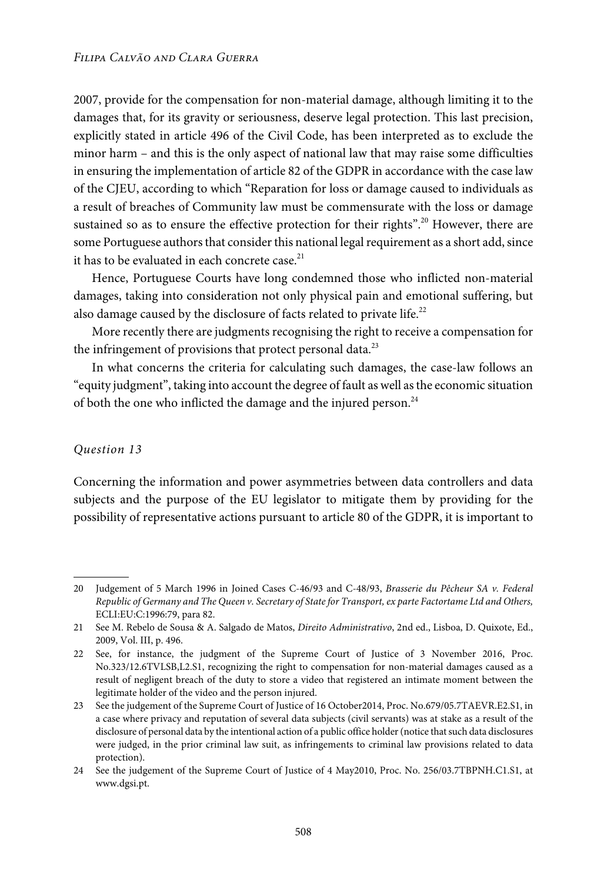2007, provide for the compensation for non-material damage, although limiting it to the damages that, for its gravity or seriousness, deserve legal protection. This last precision, explicitly stated in article 496 of the Civil Code, has been interpreted as to exclude the minor harm – and this is the only aspect of national law that may raise some difficulties in ensuring the implementation of article 82 of the GDPR in accordance with the case law of the CJEU, according to which "Reparation for loss or damage caused to individuals as a result of breaches of Community law must be commensurate with the loss or damage sustained so as to ensure the effective protection for their rights".[20] However, there are some Portuguese authors that consider this national legal requirement as a short add, since it has to be evaluated in each concrete case.[21]

Hence, Portuguese Courts have long condemned those who inflicted non-material damages, taking into consideration not only physical pain and emotional suffering, but also damage caused by the disclosure of facts related to private life.[22]

More recently there are judgments recognising the right to receive a compensation for the infringement of provisions that protect personal data.[23]

In what concerns the criteria for calculating such damages, the case-law follows an "equity judgment", taking into account the degree of fault as well as the economic situation of both the one who inflicted the damage and the injured person.[24]

*Question 13*

Concerning the information and power asymmetries between data controllers and data subjects and the purpose of the EU legislator to mitigate them by providing for the possibility of representative actions pursuant to article 80 of the GDPR, it is important to

---

20 Judgement of 5 March 1996 in Joined Cases C-46/93 and C-48/93, *Brasserie du Pêcheur SA v. Federal Republic of Germany and The Queen v. Secretary of State for Transport, ex parte Factortame Ltd and Others,* ECLI:EU:C:1996:79, para 82.

21 See M. Rebelo de Sousa & A. Salgado de Matos, *Direito Administrativo*, 2nd ed., Lisboa, D. Quixote, Ed., 2009, Vol. III, p. 496.

22 See, for instance, the judgment of the Supreme Court of Justice of 3 November 2016, Proc. No.323/12.6TVLSB,L2.S1, recognizing the right to compensation for non-material damages caused as a result of negligent breach of the duty to store a video that registered an intimate moment between the legitimate holder of the video and the person injured.

23 See the judgement of the Supreme Court of Justice of 16 October2014, Proc. No.679/05.7TAEVR.E2.S1, in a case where privacy and reputation of several data subjects (civil servants) was at stake as a result of the disclosure of personal data by the intentional action of a public office holder (notice that such data disclosures were judged, in the prior criminal law suit, as infringements to criminal law provisions related to data protection).

24 See the judgement of the Supreme Court of Justice of 4 May2010, Proc. No. 256/03.7TBPNH.C1.S1, at www.dgsi.pt.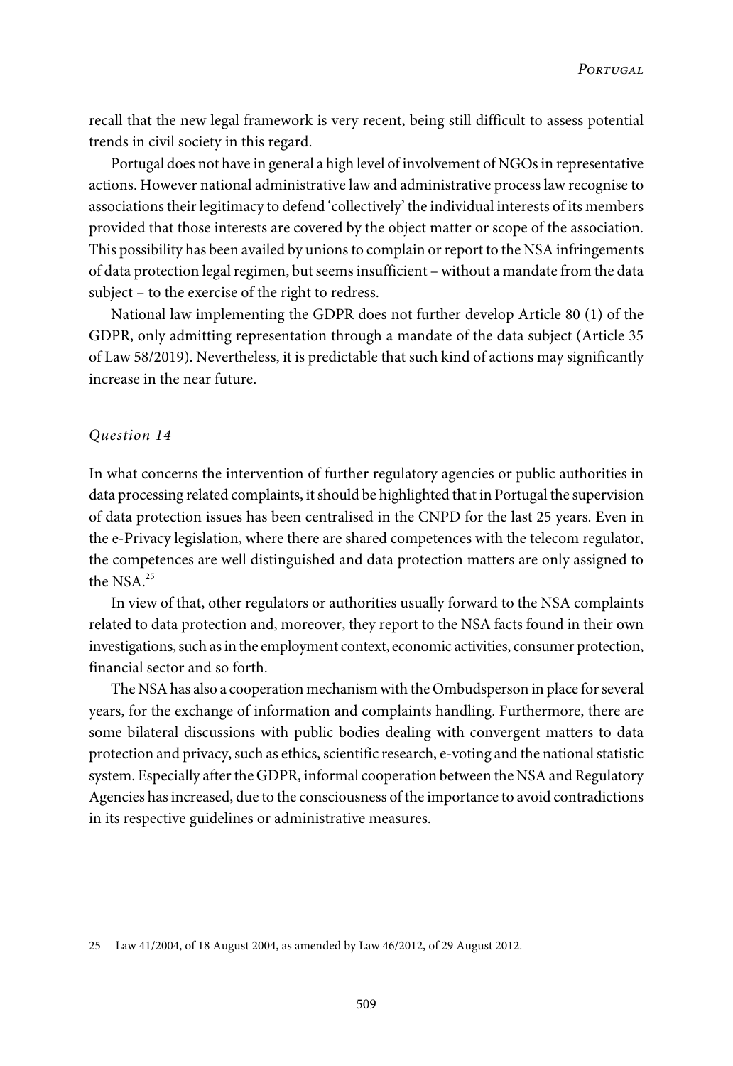recall that the new legal framework is very recent, being still difficult to assess potential trends in civil society in this regard.

Portugal does not have in general a high level of involvement of NGOs in representative actions. However national administrative law and administrative process law recognise to associations their legitimacy to defend 'collectively' the individual interests of its members provided that those interests are covered by the object matter or scope of the association. This possibility has been availed by unions to complain or report to the NSA infringements of data protection legal regimen, but seems insufficient – without a mandate from the data subject – to the exercise of the right to redress.

National law implementing the GDPR does not further develop Article 80 (1) of the GDPR, only admitting representation through a mandate of the data subject (Article 35 of Law 58/2019). Nevertheless, it is predictable that such kind of actions may significantly increase in the near future.

### *Question 14*

In what concerns the intervention of further regulatory agencies or public authorities in data processing related complaints, it should be highlighted that in Portugal the supervision of data protection issues has been centralised in the CNPD for the last 25 years. Even in the e-Privacy legislation, where there are shared competences with the telecom regulator, the competences are well distinguished and data protection matters are only assigned to the NSA.[25]

In view of that, other regulators or authorities usually forward to the NSA complaints related to data protection and, moreover, they report to the NSA facts found in their own investigations, such as in the employment context, economic activities, consumer protection, financial sector and so forth.

The NSA has also a cooperation mechanism with the Ombudsperson in place for several years, for the exchange of information and complaints handling. Furthermore, there are some bilateral discussions with public bodies dealing with convergent matters to data protection and privacy, such as ethics, scientific research, e-voting and the national statistic system. Especially after the GDPR, informal cooperation between the NSA and Regulatory Agencies has increased, due to the consciousness of the importance to avoid contradictions in its respective guidelines or administrative measures.

---

25 Law 41/2004, of 18 August 2004, as amended by Law 46/2012, of 29 August 2012.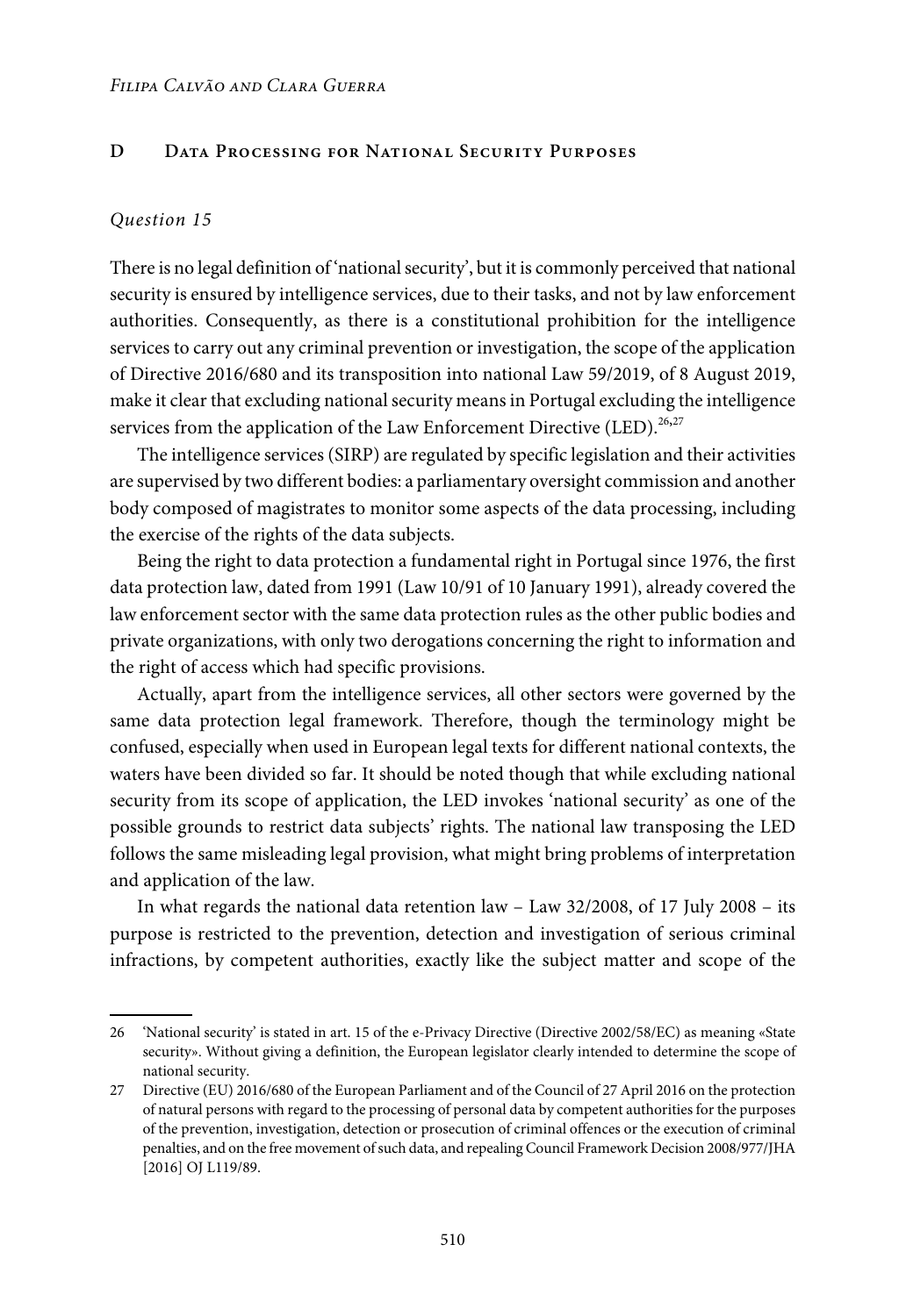## D Data Processing for National Security Purposes

*Question 15*

There is no legal definition of 'national security', but it is commonly perceived that national security is ensured by intelligence services, due to their tasks, and not by law enforcement authorities. Consequently, as there is a constitutional prohibition for the intelligence services to carry out any criminal prevention or investigation, the scope of the application of Directive 2016/680 and its transposition into national Law 59/2019, of 8 August 2019, make it clear that excluding national security means in Portugal excluding the intelligence services from the application of the Law Enforcement Directive (LED).[26,27]

The intelligence services (SIRP) are regulated by specific legislation and their activities are supervised by two different bodies: a parliamentary oversight commission and another body composed of magistrates to monitor some aspects of the data processing, including the exercise of the rights of the data subjects.

Being the right to data protection a fundamental right in Portugal since 1976, the first data protection law, dated from 1991 (Law 10/91 of 10 January 1991), already covered the law enforcement sector with the same data protection rules as the other public bodies and private organizations, with only two derogations concerning the right to information and the right of access which had specific provisions.

Actually, apart from the intelligence services, all other sectors were governed by the same data protection legal framework. Therefore, though the terminology might be confused, especially when used in European legal texts for different national contexts, the waters have been divided so far. It should be noted though that while excluding national security from its scope of application, the LED invokes 'national security' as one of the possible grounds to restrict data subjects' rights. The national law transposing the LED follows the same misleading legal provision, what might bring problems of interpretation and application of the law.

In what regards the national data retention law – Law 32/2008, of 17 July 2008 – its purpose is restricted to the prevention, detection and investigation of serious criminal infractions, by competent authorities, exactly like the subject matter and scope of the

---

26 'National security' is stated in art. 15 of the e-Privacy Directive (Directive 2002/58/EC) as meaning «State security». Without giving a definition, the European legislator clearly intended to determine the scope of national security.

27 Directive (EU) 2016/680 of the European Parliament and of the Council of 27 April 2016 on the protection of natural persons with regard to the processing of personal data by competent authorities for the purposes of the prevention, investigation, detection or prosecution of criminal offences or the execution of criminal penalties, and on the free movement of such data, and repealing Council Framework Decision 2008/977/JHA [2016] OJ L119/89.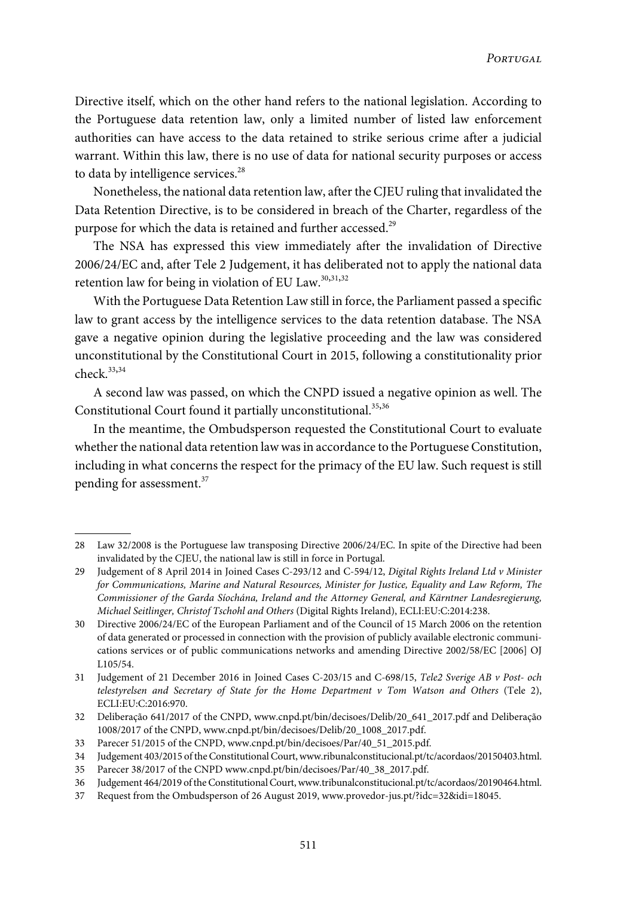Directive itself, which on the other hand refers to the national legislation. According to the Portuguese data retention law, only a limited number of listed law enforcement authorities can have access to the data retained to strike serious crime after a judicial warrant. Within this law, there is no use of data for national security purposes or access to data by intelligence services.[28]

Nonetheless, the national data retention law, after the CJEU ruling that invalidated the Data Retention Directive, is to be considered in breach of the Charter, regardless of the purpose for which the data is retained and further accessed.[29]

The NSA has expressed this view immediately after the invalidation of Directive 2006/24/EC and, after Tele 2 Judgement, it has deliberated not to apply the national data retention law for being in violation of EU Law.[30,31,32]

With the Portuguese Data Retention Law still in force, the Parliament passed a specific law to grant access by the intelligence services to the data retention database. The NSA gave a negative opinion during the legislative proceeding and the law was considered unconstitutional by the Constitutional Court in 2015, following a constitutionality prior check.[33,34]

A second law was passed, on which the CNPD issued a negative opinion as well. The Constitutional Court found it partially unconstitutional.[35,36]

In the meantime, the Ombudsperson requested the Constitutional Court to evaluate whether the national data retention law was in accordance to the Portuguese Constitution, including in what concerns the respect for the primacy of the EU law. Such request is still pending for assessment.[37]

---

28 Law 32/2008 is the Portuguese law transposing Directive 2006/24/EC. In spite of the Directive had been invalidated by the CJEU, the national law is still in force in Portugal.

29 Judgement of 8 April 2014 in Joined Cases C-293/12 and C-594/12, *Digital Rights Ireland Ltd v Minister for Communications, Marine and Natural Resources, Minister for Justice, Equality and Law Reform, The Commissioner of the Garda Síochána, Ireland and the Attorney General, and Kärntner Landesregierung, Michael Seitlinger, Christof Tschohl and Others* (Digital Rights Ireland), ECLI:EU:C:2014:238.

30 Directive 2006/24/EC of the European Parliament and of the Council of 15 March 2006 on the retention of data generated or processed in connection with the provision of publicly available electronic communications services or of public communications networks and amending Directive 2002/58/EC [2006] OJ L105/54.

31 Judgement of 21 December 2016 in Joined Cases C-203/15 and C-698/15, *Tele2 Sverige AB v Post- och telestyrelsen and Secretary of State for the Home Department v Tom Watson and Others* (Tele 2), ECLI:EU:C:2016:970.

32 Deliberação 641/2017 of the CNPD, www.cnpd.pt/bin/decisoes/Delib/20_641_2017.pdf and Deliberação 1008/2017 of the CNPD, www.cnpd.pt/bin/decisoes/Delib/20_1008_2017.pdf.

33 Parecer 51/2015 of the CNPD, www.cnpd.pt/bin/decisoes/Par/40_51_2015.pdf.

34 Judgement 403/2015 of the Constitutional Court, www.ribunalconstitucional.pt/tc/acordaos/20150403.html.

35 Parecer 38/2017 of the CNPD www.cnpd.pt/bin/decisoes/Par/40_38_2017.pdf.

36 Judgement 464/2019 of the Constitutional Court, www.tribunalconstitucional.pt/tc/acordaos/20190464.html.

37 Request from the Ombudsperson of 26 August 2019, www.provedor-jus.pt/?idc=32&idi=18045.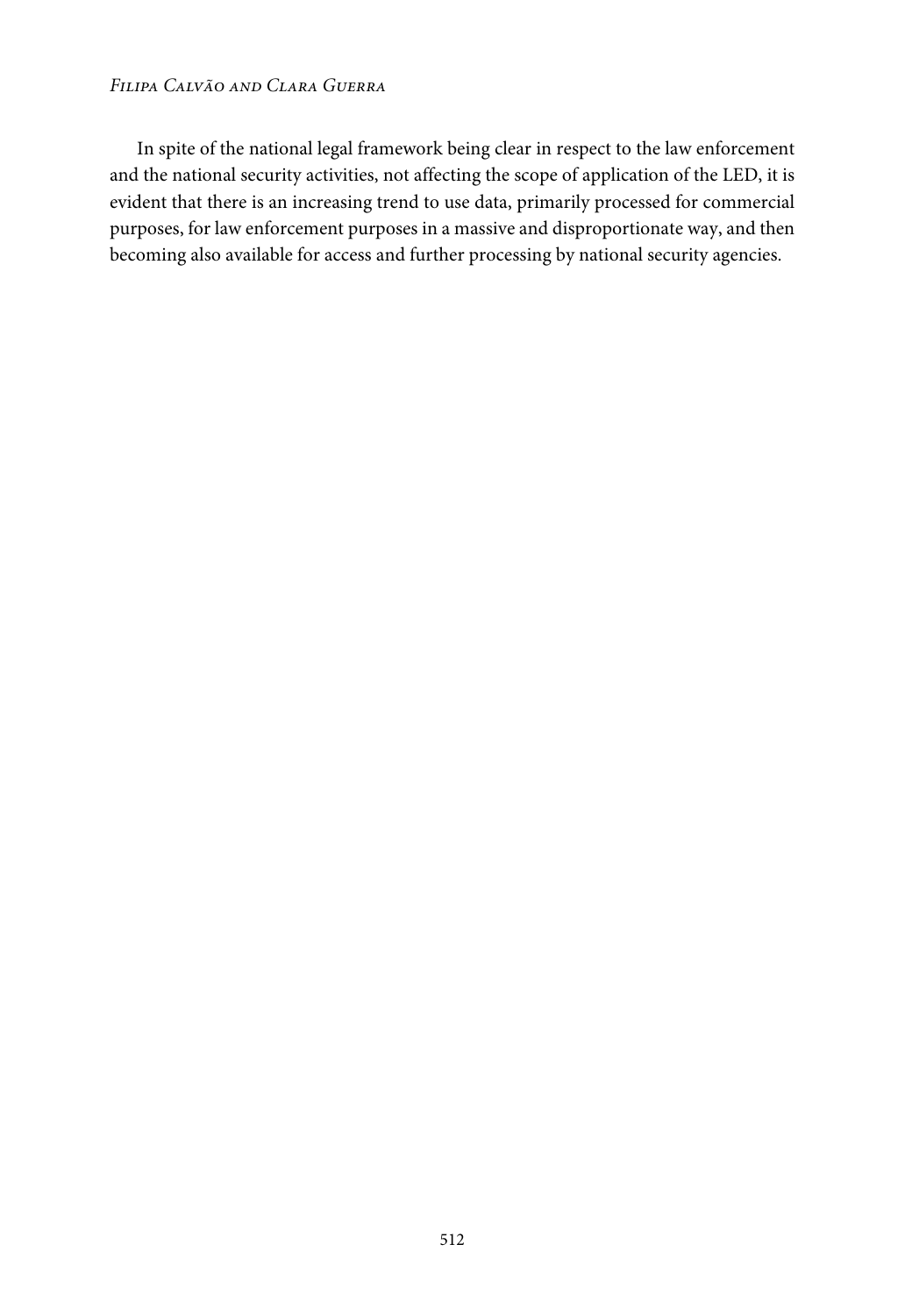In spite of the national legal framework being clear in respect to the law enforcement and the national security activities, not affecting the scope of application of the LED, it is evident that there is an increasing trend to use data, primarily processed for commercial purposes, for law enforcement purposes in a massive and disproportionate way, and then becoming also available for access and further processing by national security agencies.